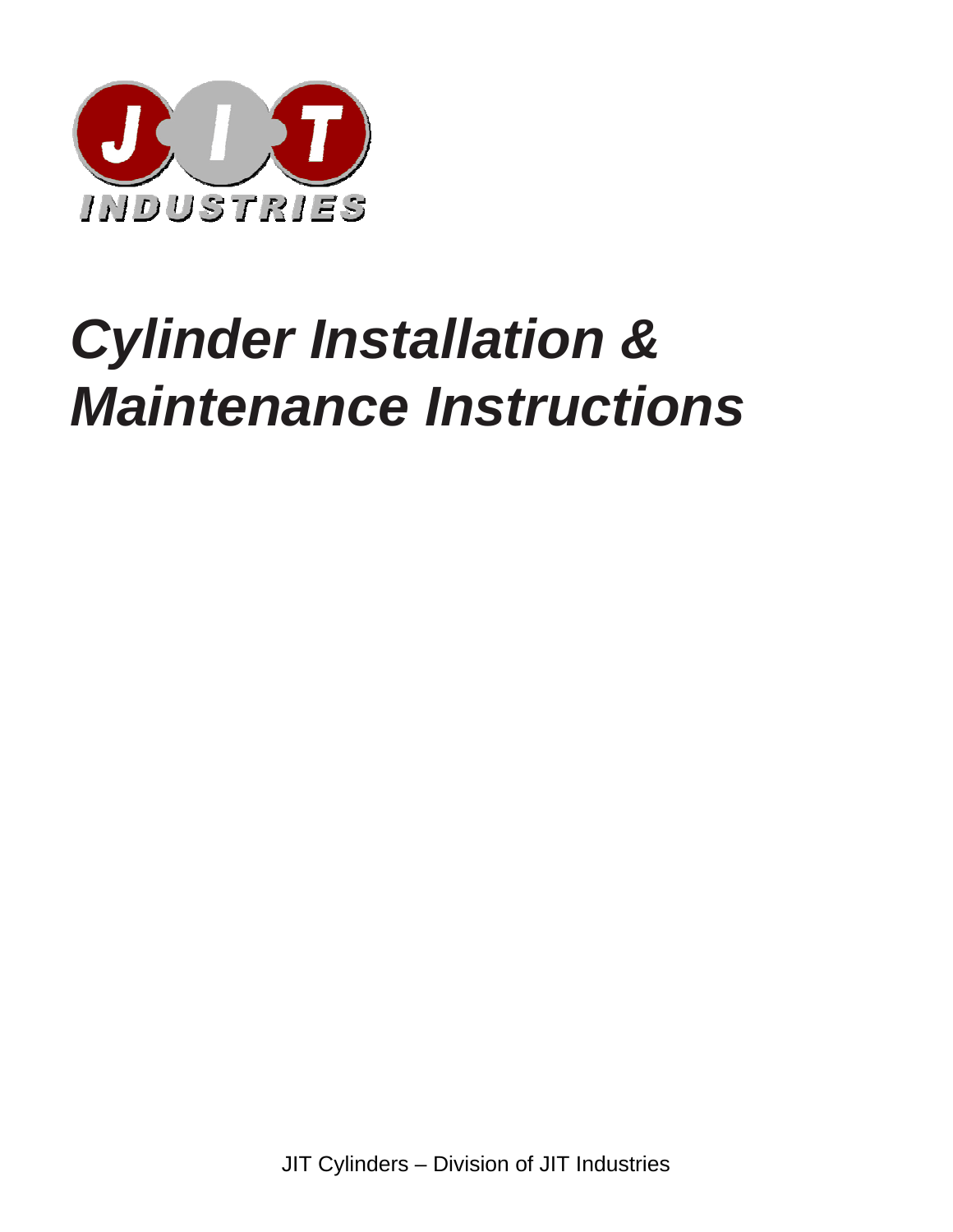JIT INDUSTRIES

# *Cylinder Installation & Maintenance Instructions*

JIT Cylinders – Division of JIT Industries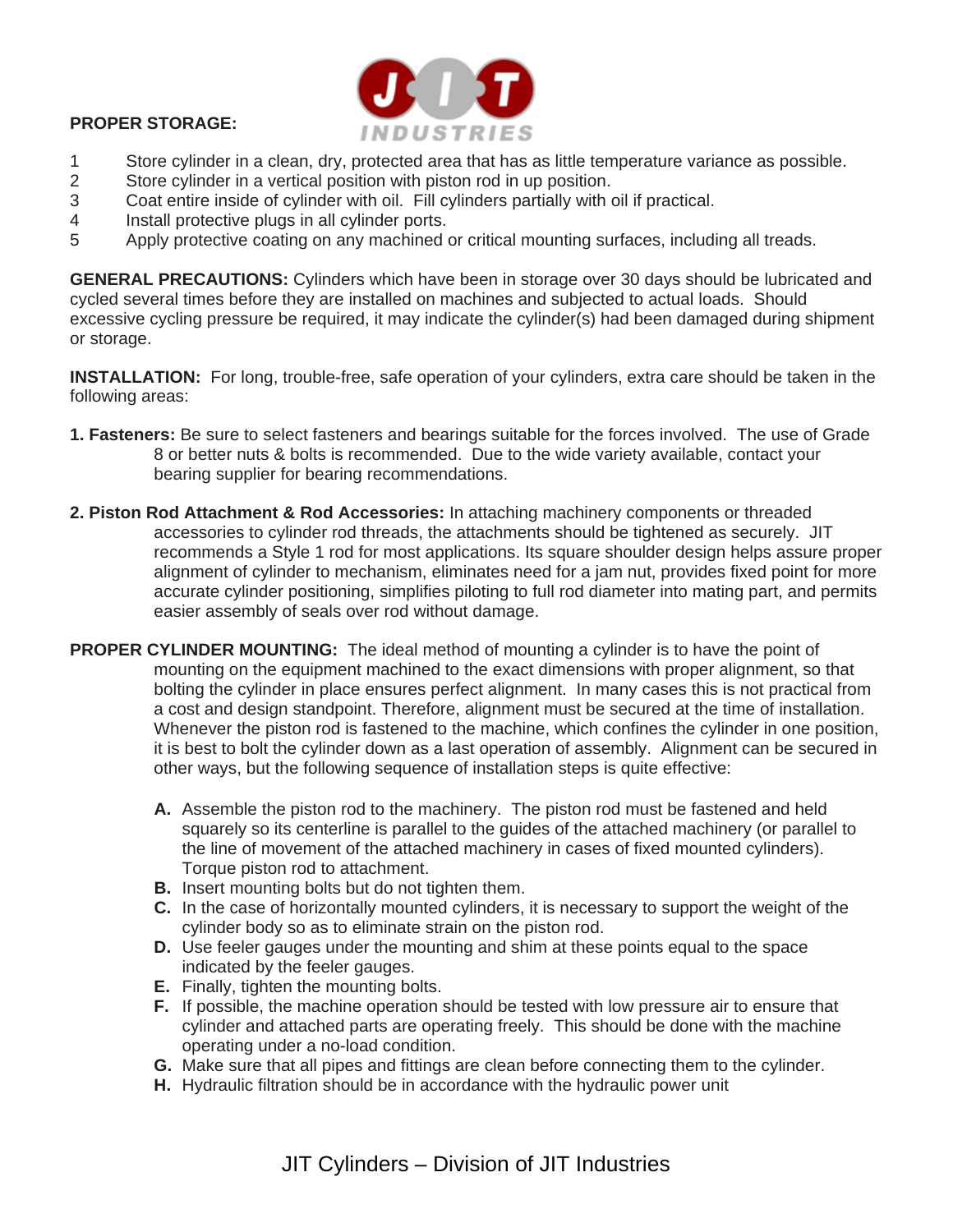**PROPER STORAGE:**

1. Store cylinder in a clean, dry, protected area that has as little temperature variance as possible.
2. Store cylinder in a vertical position with piston rod in up position.
3. Coat entire inside of cylinder with oil. Fill cylinders partially with oil if practical.
4. Install protective plugs in all cylinder ports.
5. Apply protective coating on any machined or critical mounting surfaces, including all treads.

**GENERAL PRECAUTIONS:** Cylinders which have been in storage over 30 days should be lubricated and cycled several times before they are installed on machines and subjected to actual loads. Should excessive cycling pressure be required, it may indicate the cylinder(s) had been damaged during shipment or storage.

**INSTALLATION:** For long, trouble-free, safe operation of your cylinders, extra care should be taken in the following areas:

**1. Fasteners:** Be sure to select fasteners and bearings suitable for the forces involved. The use of Grade 8 or better nuts & bolts is recommended. Due to the wide variety available, contact your bearing supplier for bearing recommendations.

**2. Piston Rod Attachment & Rod Accessories:** In attaching machinery components or threaded accessories to cylinder rod threads, the attachments should be tightened as securely. JIT recommends a Style 1 rod for most applications. Its square shoulder design helps assure proper alignment of cylinder to mechanism, eliminates need for a jam nut, provides fixed point for more accurate cylinder positioning, simplifies piloting to full rod diameter into mating part, and permits easier assembly of seals over rod without damage.

**PROPER CYLINDER MOUNTING:** The ideal method of mounting a cylinder is to have the point of mounting on the equipment machined to the exact dimensions with proper alignment, so that bolting the cylinder in place ensures perfect alignment. In many cases this is not practical from a cost and design standpoint. Therefore, alignment must be secured at the time of installation. Whenever the piston rod is fastened to the machine, which confines the cylinder in one position, it is best to bolt the cylinder down as a last operation of assembly. Alignment can be secured in other ways, but the following sequence of installation steps is quite effective:

- **A.** Assemble the piston rod to the machinery. The piston rod must be fastened and held squarely so its centerline is parallel to the guides of the attached machinery (or parallel to the line of movement of the attached machinery in cases of fixed mounted cylinders). Torque piston rod to attachment.
- **B.** Insert mounting bolts but do not tighten them.
- **C.** In the case of horizontally mounted cylinders, it is necessary to support the weight of the cylinder body so as to eliminate strain on the piston rod.
- **D.** Use feeler gauges under the mounting and shim at these points equal to the space indicated by the feeler gauges.
- **E.** Finally, tighten the mounting bolts.
- **F.** If possible, the machine operation should be tested with low pressure air to ensure that cylinder and attached parts are operating freely. This should be done with the machine operating under a no-load condition.
- **G.** Make sure that all pipes and fittings are clean before connecting them to the cylinder.
- **H.** Hydraulic filtration should be in accordance with the hydraulic power unit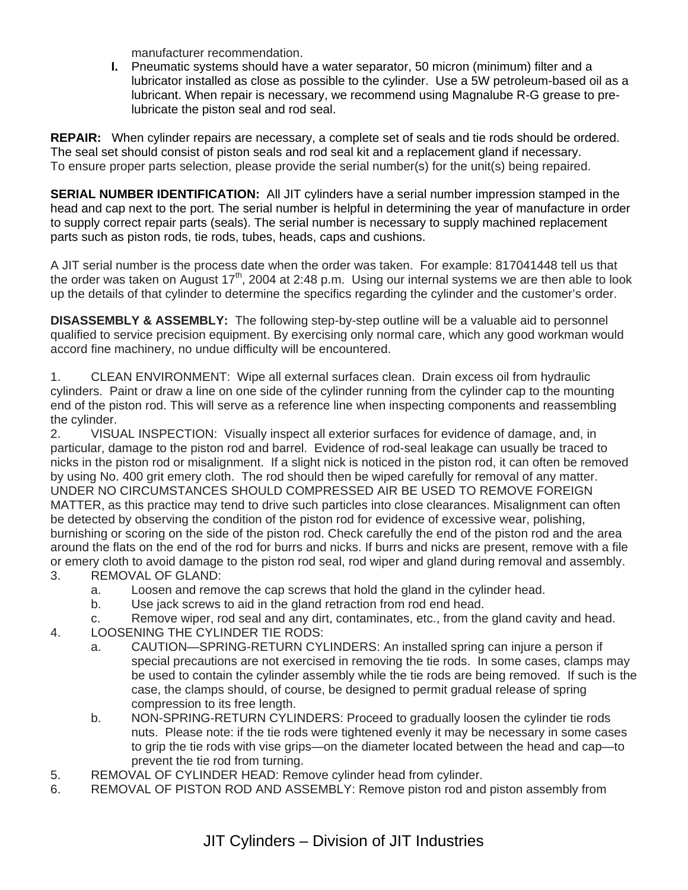manufacturer recommendation.

**I.** Pneumatic systems should have a water separator, 50 micron (minimum) filter and a lubricator installed as close as possible to the cylinder. Use a 5W petroleum-based oil as a lubricant. When repair is necessary, we recommend using Magnalube R-G grease to pre-lubricate the piston seal and rod seal.

**REPAIR:** When cylinder repairs are necessary, a complete set of seals and tie rods should be ordered. The seal set should consist of piston seals and rod seal kit and a replacement gland if necessary. To ensure proper parts selection, please provide the serial number(s) for the unit(s) being repaired.

**SERIAL NUMBER IDENTIFICATION:** All JIT cylinders have a serial number impression stamped in the head and cap next to the port. The serial number is helpful in determining the year of manufacture in order to supply correct repair parts (seals). The serial number is necessary to supply machined replacement parts such as piston rods, tie rods, tubes, heads, caps and cushions.

A JIT serial number is the process date when the order was taken. For example: 817041448 tell us that the order was taken on August 17th, 2004 at 2:48 p.m. Using our internal systems we are then able to look up the details of that cylinder to determine the specifics regarding the cylinder and the customer's order.

**DISASSEMBLY & ASSEMBLY:** The following step-by-step outline will be a valuable aid to personnel qualified to service precision equipment. By exercising only normal care, which any good workman would accord fine machinery, no undue difficulty will be encountered.

1. CLEAN ENVIRONMENT: Wipe all external surfaces clean. Drain excess oil from hydraulic cylinders. Paint or draw a line on one side of the cylinder running from the cylinder cap to the mounting end of the piston rod. This will serve as a reference line when inspecting components and reassembling the cylinder.
2. VISUAL INSPECTION: Visually inspect all exterior surfaces for evidence of damage, and, in particular, damage to the piston rod and barrel. Evidence of rod-seal leakage can usually be traced to nicks in the piston rod or misalignment. If a slight nick is noticed in the piston rod, it can often be removed by using No. 400 grit emery cloth. The rod should then be wiped carefully for removal of any matter. UNDER NO CIRCUMSTANCES SHOULD COMPRESSED AIR BE USED TO REMOVE FOREIGN MATTER, as this practice may tend to drive such particles into close clearances. Misalignment can often be detected by observing the condition of the piston rod for evidence of excessive wear, polishing, burnishing or scoring on the side of the piston rod. Check carefully the end of the piston rod and the area around the flats on the end of the rod for burrs and nicks. If burrs and nicks are present, remove with a file or emery cloth to avoid damage to the piston rod seal, rod wiper and gland during removal and assembly.
3. REMOVAL OF GLAND:
   a. Loosen and remove the cap screws that hold the gland in the cylinder head.
   b. Use jack screws to aid in the gland retraction from rod end head.
   c. Remove wiper, rod seal and any dirt, contaminates, etc., from the gland cavity and head.
4. LOOSENING THE CYLINDER TIE RODS:
   a. CAUTION—SPRING-RETURN CYLINDERS: An installed spring can injure a person if special precautions are not exercised in removing the tie rods. In some cases, clamps may be used to contain the cylinder assembly while the tie rods are being removed. If such is the case, the clamps should, of course, be designed to permit gradual release of spring compression to its free length.
   b. NON-SPRING-RETURN CYLINDERS: Proceed to gradually loosen the cylinder tie rods nuts. Please note: if the tie rods were tightened evenly it may be necessary in some cases to grip the tie rods with vise grips—on the diameter located between the head and cap—to prevent the tie rod from turning.
5. REMOVAL OF CYLINDER HEAD: Remove cylinder head from cylinder.
6. REMOVAL OF PISTON ROD AND ASSEMBLY: Remove piston rod and piston assembly from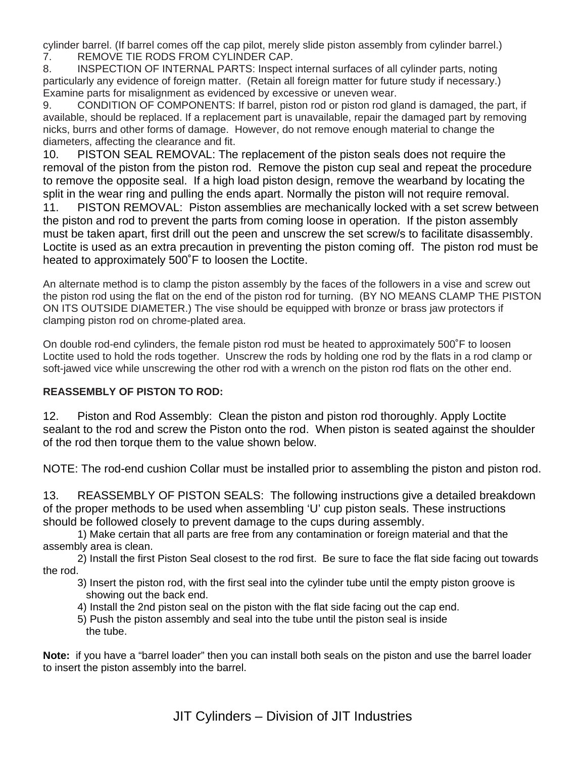cylinder barrel. (If barrel comes off the cap pilot, merely slide piston assembly from cylinder barrel.)

7. REMOVE TIE RODS FROM CYLINDER CAP.

8. INSPECTION OF INTERNAL PARTS: Inspect internal surfaces of all cylinder parts, noting particularly any evidence of foreign matter. (Retain all foreign matter for future study if necessary.) Examine parts for misalignment as evidenced by excessive or uneven wear.

9. CONDITION OF COMPONENTS: If barrel, piston rod or piston rod gland is damaged, the part, if available, should be replaced. If a replacement part is unavailable, repair the damaged part by removing nicks, burrs and other forms of damage. However, do not remove enough material to change the diameters, affecting the clearance and fit.

10. PISTON SEAL REMOVAL: The replacement of the piston seals does not require the removal of the piston from the piston rod. Remove the piston cup seal and repeat the procedure to remove the opposite seal. If a high load piston design, remove the wearband by locating the split in the wear ring and pulling the ends apart. Normally the piston will not require removal.

11. PISTON REMOVAL: Piston assemblies are mechanically locked with a set screw between the piston and rod to prevent the parts from coming loose in operation. If the piston assembly must be taken apart, first drill out the peen and unscrew the set screw/s to facilitate disassembly. Loctite is used as an extra precaution in preventing the piston coming off. The piston rod must be heated to approximately 500˚F to loosen the Loctite.

An alternate method is to clamp the piston assembly by the faces of the followers in a vise and screw out the piston rod using the flat on the end of the piston rod for turning. (BY NO MEANS CLAMP THE PISTON ON ITS OUTSIDE DIAMETER.) The vise should be equipped with bronze or brass jaw protectors if clamping piston rod on chrome-plated area.

On double rod-end cylinders, the female piston rod must be heated to approximately 500˚F to loosen Loctite used to hold the rods together. Unscrew the rods by holding one rod by the flats in a rod clamp or soft-jawed vice while unscrewing the other rod with a wrench on the piston rod flats on the other end.

**REASSEMBLY OF PISTON TO ROD:**

12. Piston and Rod Assembly: Clean the piston and piston rod thoroughly. Apply Loctite sealant to the rod and screw the Piston onto the rod. When piston is seated against the shoulder of the rod then torque them to the value shown below.

NOTE: The rod-end cushion Collar must be installed prior to assembling the piston and piston rod.

13. REASSEMBLY OF PISTON SEALS: The following instructions give a detailed breakdown of the proper methods to be used when assembling 'U' cup piston seals. These instructions should be followed closely to prevent damage to the cups during assembly.

1) Make certain that all parts are free from any contamination or foreign material and that the assembly area is clean.

2) Install the first Piston Seal closest to the rod first. Be sure to face the flat side facing out towards the rod.

3) Insert the piston rod, with the first seal into the cylinder tube until the empty piston groove is showing out the back end.

4) Install the 2nd piston seal on the piston with the flat side facing out the cap end.

5) Push the piston assembly and seal into the tube until the piston seal is inside the tube.

**Note:** if you have a "barrel loader" then you can install both seals on the piston and use the barrel loader to insert the piston assembly into the barrel.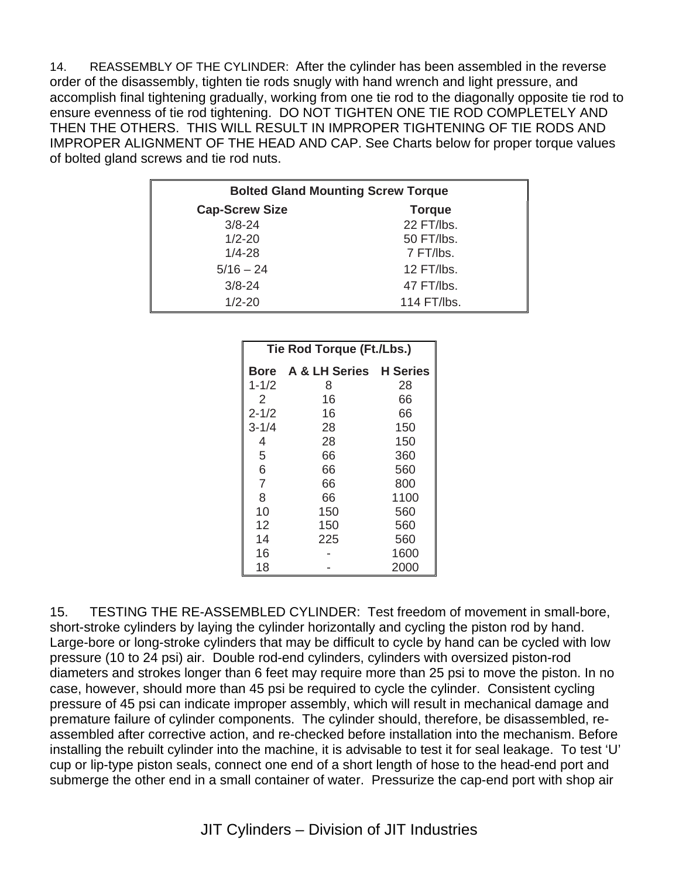14. REASSEMBLY OF THE CYLINDER: After the cylinder has been assembled in the reverse order of the disassembly, tighten tie rods snugly with hand wrench and light pressure, and accomplish final tightening gradually, working from one tie rod to the diagonally opposite tie rod to ensure evenness of tie rod tightening. DO NOT TIGHTEN ONE TIE ROD COMPLETELY AND THEN THE OTHERS. THIS WILL RESULT IN IMPROPER TIGHTENING OF TIE RODS AND IMPROPER ALIGNMENT OF THE HEAD AND CAP. See Charts below for proper torque values of bolted gland screws and tie rod nuts.

| **Bolted Gland Mounting Screw Torque** | |
|---|---|
| **Cap-Screw Size** | **Torque** |
| 3/8-24 | 22 FT/lbs. |
| 1/2-20 | 50 FT/lbs. |
| 1/4-28 | 7 FT/lbs. |
| 5/16 – 24 | 12 FT/lbs. |
| 3/8-24 | 47 FT/lbs. |
| 1/2-20 | 114 FT/lbs. |

| **Tie Rod Torque (Ft./Lbs.)** | | |
|---|---|---|
| **Bore** | **A & LH Series** | **H Series** |
| 1-1/2 | 8 | 28 |
| 2 | 16 | 66 |
| 2-1/2 | 16 | 66 |
| 3-1/4 | 28 | 150 |
| 4 | 28 | 150 |
| 5 | 66 | 360 |
| 6 | 66 | 560 |
| 7 | 66 | 800 |
| 8 | 66 | 1100 |
| 10 | 150 | 560 |
| 12 | 150 | 560 |
| 14 | 225 | 560 |
| 16 | - | 1600 |
| 18 | - | 2000 |

15. TESTING THE RE-ASSEMBLED CYLINDER: Test freedom of movement in small-bore, short-stroke cylinders by laying the cylinder horizontally and cycling the piston rod by hand. Large-bore or long-stroke cylinders that may be difficult to cycle by hand can be cycled with low pressure (10 to 24 psi) air. Double rod-end cylinders, cylinders with oversized piston-rod diameters and strokes longer than 6 feet may require more than 25 psi to move the piston. In no case, however, should more than 45 psi be required to cycle the cylinder. Consistent cycling pressure of 45 psi can indicate improper assembly, which will result in mechanical damage and premature failure of cylinder components. The cylinder should, therefore, be disassembled, re-assembled after corrective action, and re-checked before installation into the mechanism. Before installing the rebuilt cylinder into the machine, it is advisable to test it for seal leakage. To test 'U' cup or lip-type piston seals, connect one end of a short length of hose to the head-end port and submerge the other end in a small container of water. Pressurize the cap-end port with shop air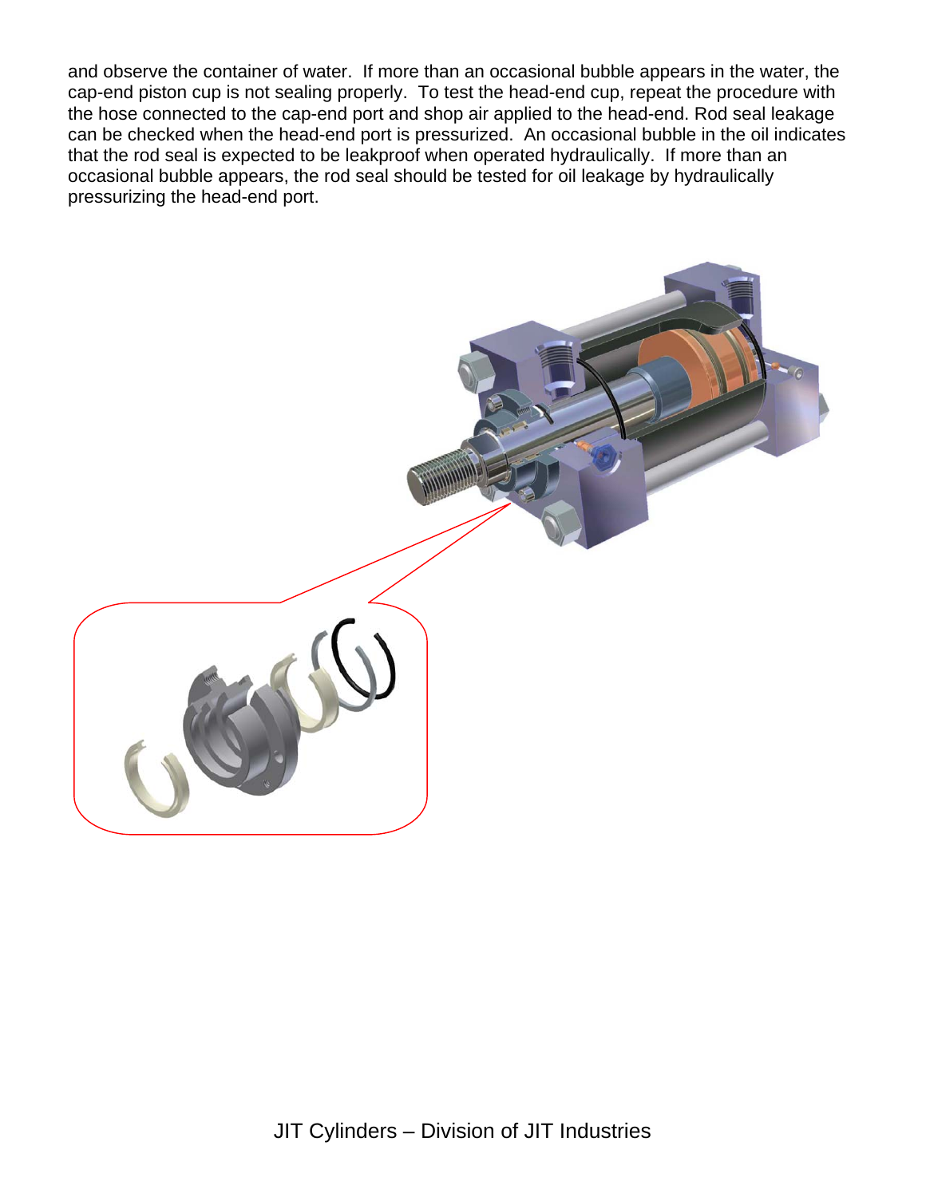and observe the container of water. If more than an occasional bubble appears in the water, the cap-end piston cup is not sealing properly. To test the head-end cup, repeat the procedure with the hose connected to the cap-end port and shop air applied to the head-end. Rod seal leakage can be checked when the head-end port is pressurized. An occasional bubble in the oil indicates that the rod seal is expected to be leakproof when operated hydraulically. If more than an occasional bubble appears, the rod seal should be tested for oil leakage by hydraulically pressurizing the head-end port.